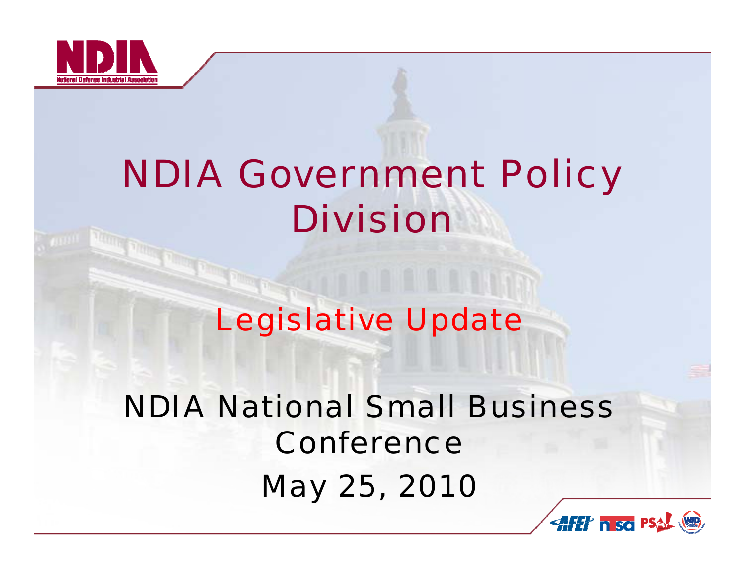# NDIA Government Policy Division

## Legislative Update

NDIA National Small Business Conference

May 25, 2010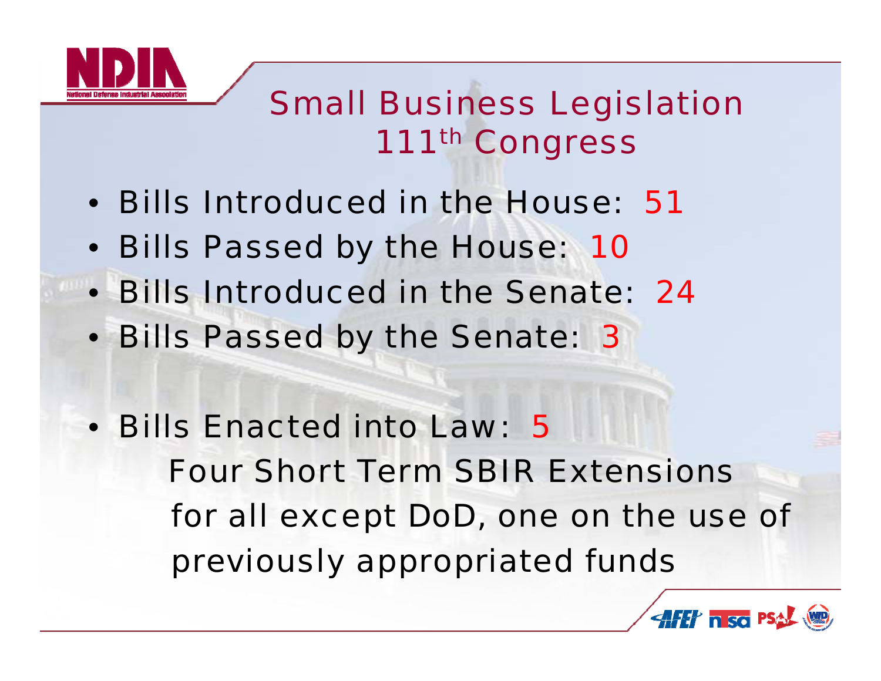# Small Business Legislation 111th Congress

- Bills Introduced in the House: 51
- Bills Passed by the House: 10
- Bills Introduced in the Senate: 24
- Bills Passed by the Senate: 3

- Bills Enacted into Law: 5

  Four Short Term SBIR Extensions for all except DoD, one on the use of previously appropriated funds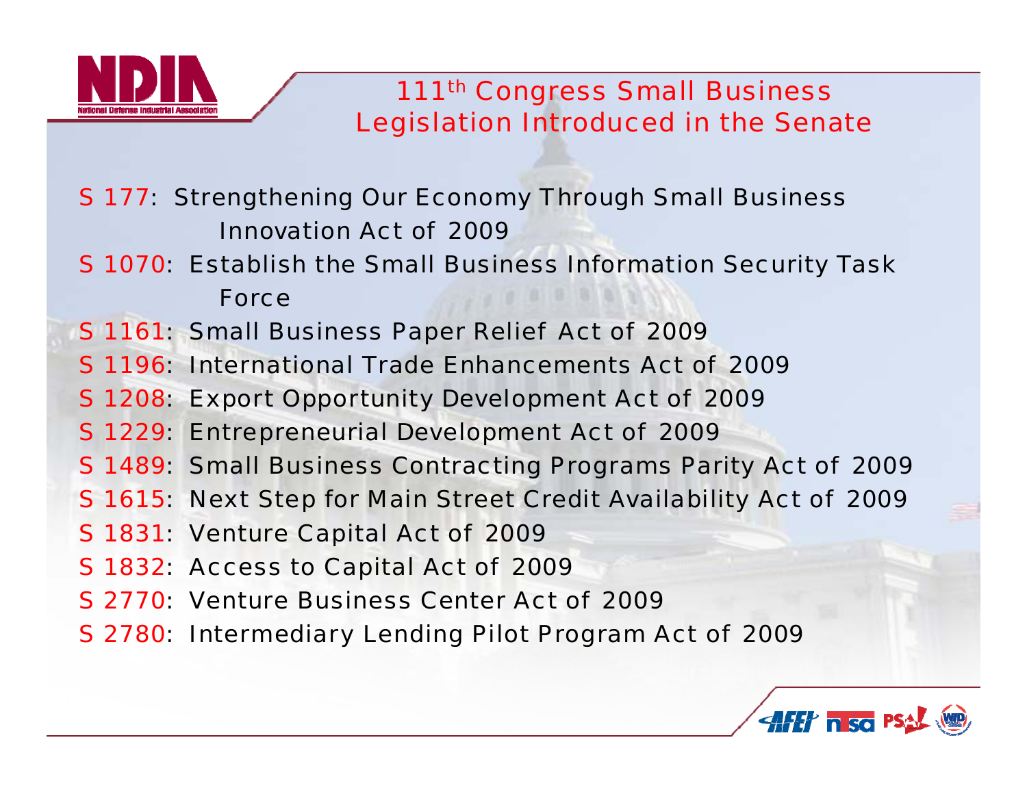# 111th Congress Small Business Legislation Introduced in the Senate

- S 177: Strengthening Our Economy Through Small Business Innovation Act of 2009
- S 1070: Establish the Small Business Information Security Task Force
- S 1161: Small Business Paper Relief Act of 2009
- S 1196: International Trade Enhancements Act of 2009
- S 1208: Export Opportunity Development Act of 2009
- S 1229: Entrepreneurial Development Act of 2009
- S 1489: Small Business Contracting Programs Parity Act of 2009
- S 1615: Next Step for Main Street Credit Availability Act of 2009
- S 1831: Venture Capital Act of 2009
- S 1832: Access to Capital Act of 2009
- S 2770: Venture Business Center Act of 2009
- S 2780: Intermediary Lending Pilot Program Act of 2009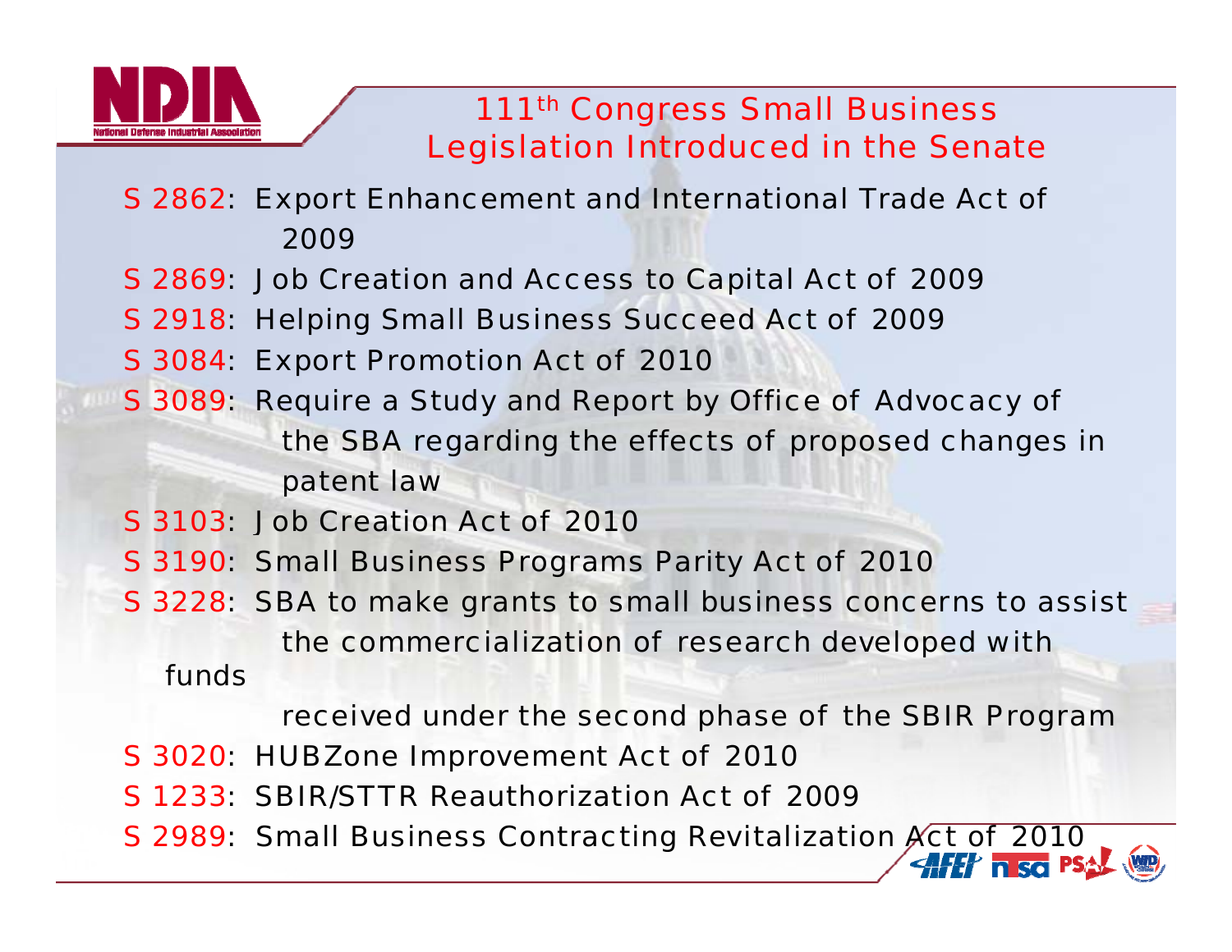## 111th Congress Small Business Legislation Introduced in the Senate

- S 2862: Export Enhancement and International Trade Act of 2009
- S 2869: Job Creation and Access to Capital Act of 2009
- S 2918: Helping Small Business Succeed Act of 2009
- S 3084: Export Promotion Act of 2010
- S 3089: Require a Study and Report by Office of Advocacy of the SBA regarding the effects of proposed changes in patent law
- S 3103: Job Creation Act of 2010
- S 3190: Small Business Programs Parity Act of 2010
- S 3228: SBA to make grants to small business concerns to assist the commercialization of research developed with funds received under the second phase of the SBIR Program
- S 3020: HUBZone Improvement Act of 2010
- S 1233: SBIR/STTR Reauthorization Act of 2009
- S 2989: Small Business Contracting Revitalization Act of 2010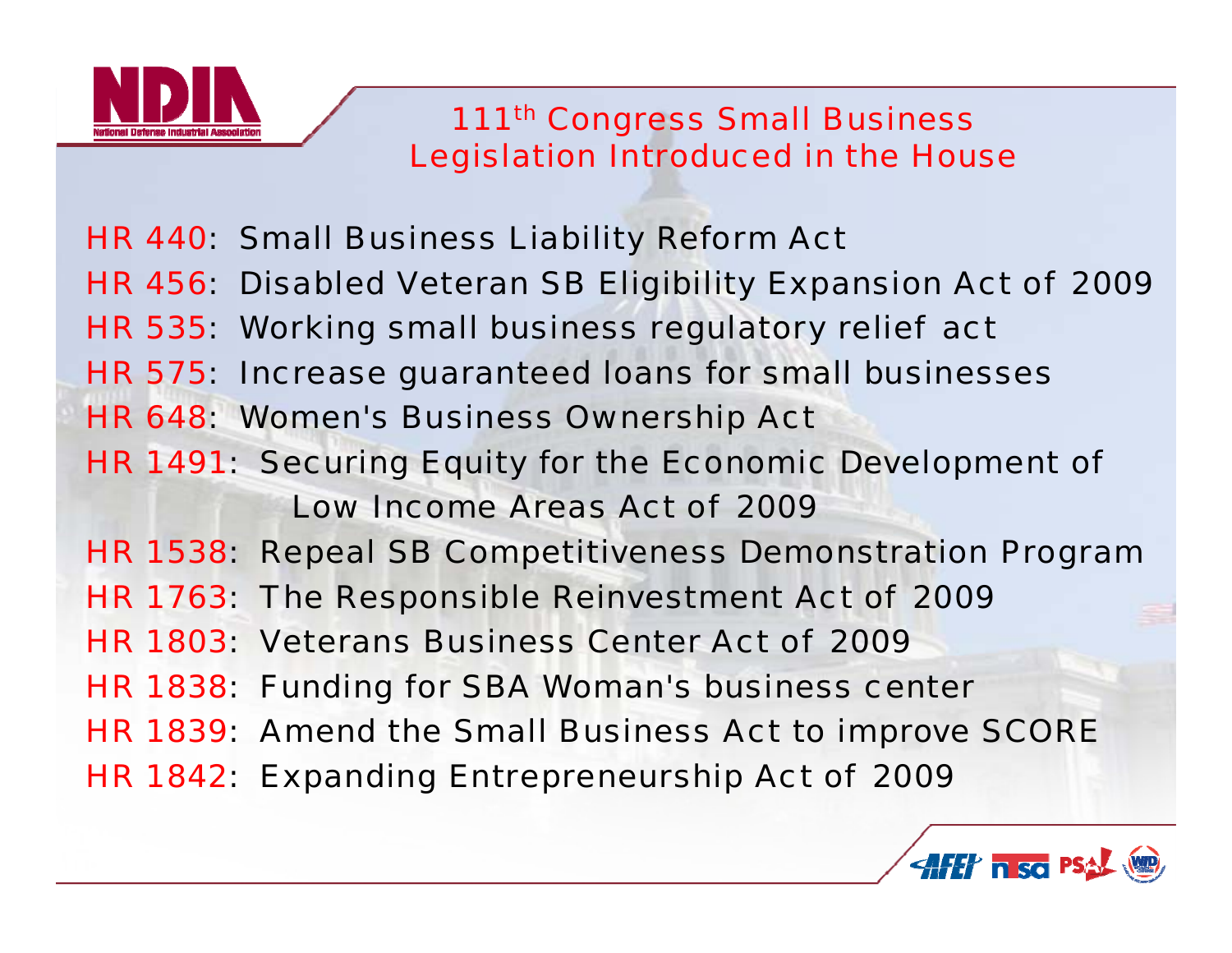# 111th Congress Small Business Legislation Introduced in the House

- HR 440: Small Business Liability Reform Act
- HR 456: Disabled Veteran SB Eligibility Expansion Act of 2009
- HR 535: Working small business regulatory relief act
- HR 575: Increase guaranteed loans for small businesses
- HR 648: Women's Business Ownership Act
- HR 1491: Securing Equity for the Economic Development of Low Income Areas Act of 2009
- HR 1538: Repeal SB Competitiveness Demonstration Program
- HR 1763: The Responsible Reinvestment Act of 2009
- HR 1803: Veterans Business Center Act of 2009
- HR 1838: Funding for SBA Woman's business center
- HR 1839: Amend the Small Business Act to improve SCORE
- HR 1842: Expanding Entrepreneurship Act of 2009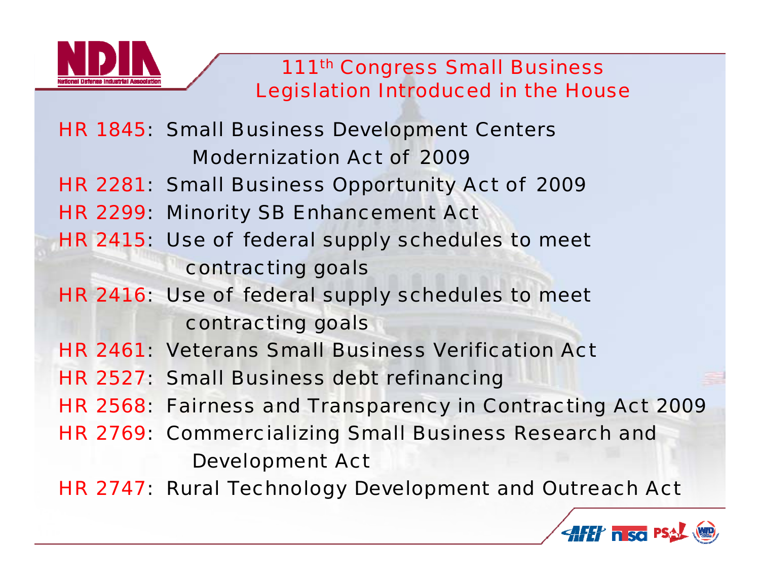## 111th Congress Small Business Legislation Introduced in the House

- HR 1845: Small Business Development Centers Modernization Act of 2009
- HR 2281: Small Business Opportunity Act of 2009
- HR 2299: Minority SB Enhancement Act
- HR 2415: Use of federal supply schedules to meet contracting goals
- HR 2416: Use of federal supply schedules to meet contracting goals
- HR 2461: Veterans Small Business Verification Act
- HR 2527: Small Business debt refinancing
- HR 2568: Fairness and Transparency in Contracting Act 2009
- HR 2769: Commercializing Small Business Research and Development Act
- HR 2747: Rural Technology Development and Outreach Act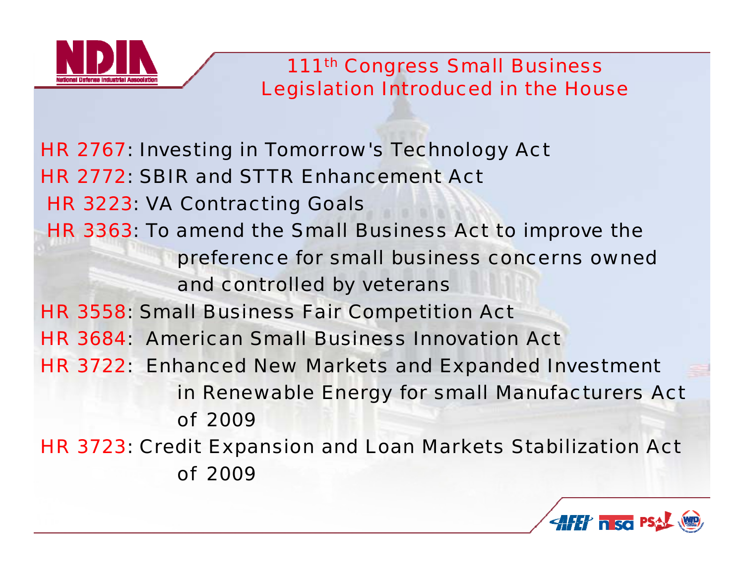# 111th Congress Small Business Legislation Introduced in the House

HR 2767: Investing in Tomorrow's Technology Act

HR 2772: SBIR and STTR Enhancement Act

HR 3223: VA Contracting Goals

HR 3363: To amend the Small Business Act to improve the preference for small business concerns owned and controlled by veterans

HR 3558: Small Business Fair Competition Act

HR 3684: American Small Business Innovation Act

HR 3722: Enhanced New Markets and Expanded Investment in Renewable Energy for small Manufacturers Act of 2009

HR 3723: Credit Expansion and Loan Markets Stabilization Act of 2009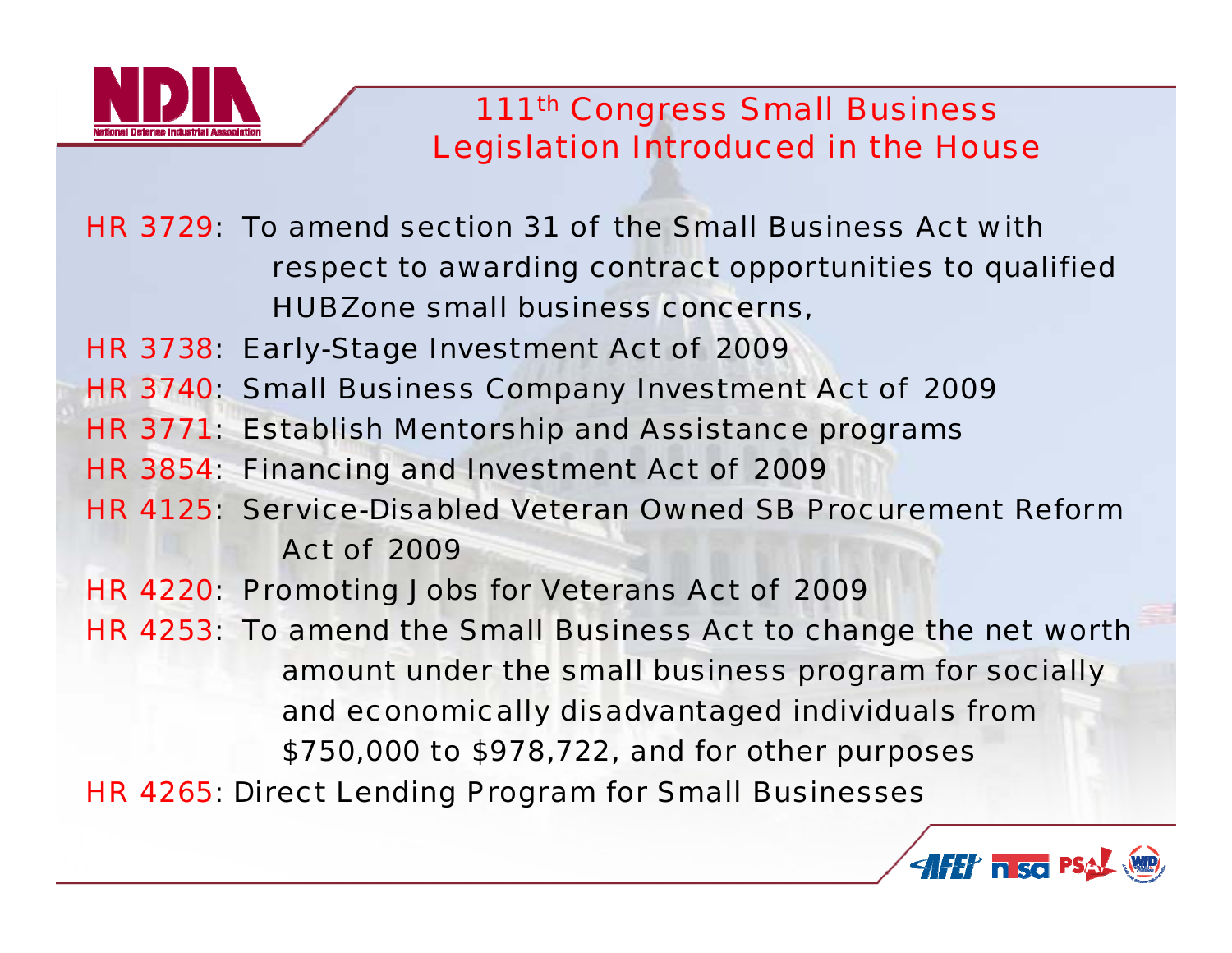# 111th Congress Small Business Legislation Introduced in the House

- HR 3729: To amend section 31 of the Small Business Act with respect to awarding contract opportunities to qualified HUBZone small business concerns,
- HR 3738: Early-Stage Investment Act of 2009
- HR 3740: Small Business Company Investment Act of 2009
- HR 3771: Establish Mentorship and Assistance programs
- HR 3854: Financing and Investment Act of 2009
- HR 4125: Service-Disabled Veteran Owned SB Procurement Reform Act of 2009
- HR 4220: Promoting Jobs for Veterans Act of 2009
- HR 4253: To amend the Small Business Act to change the net worth amount under the small business program for socially and economically disadvantaged individuals from $750,000 to $978,722, and for other purposes
- HR 4265: Direct Lending Program for Small Businesses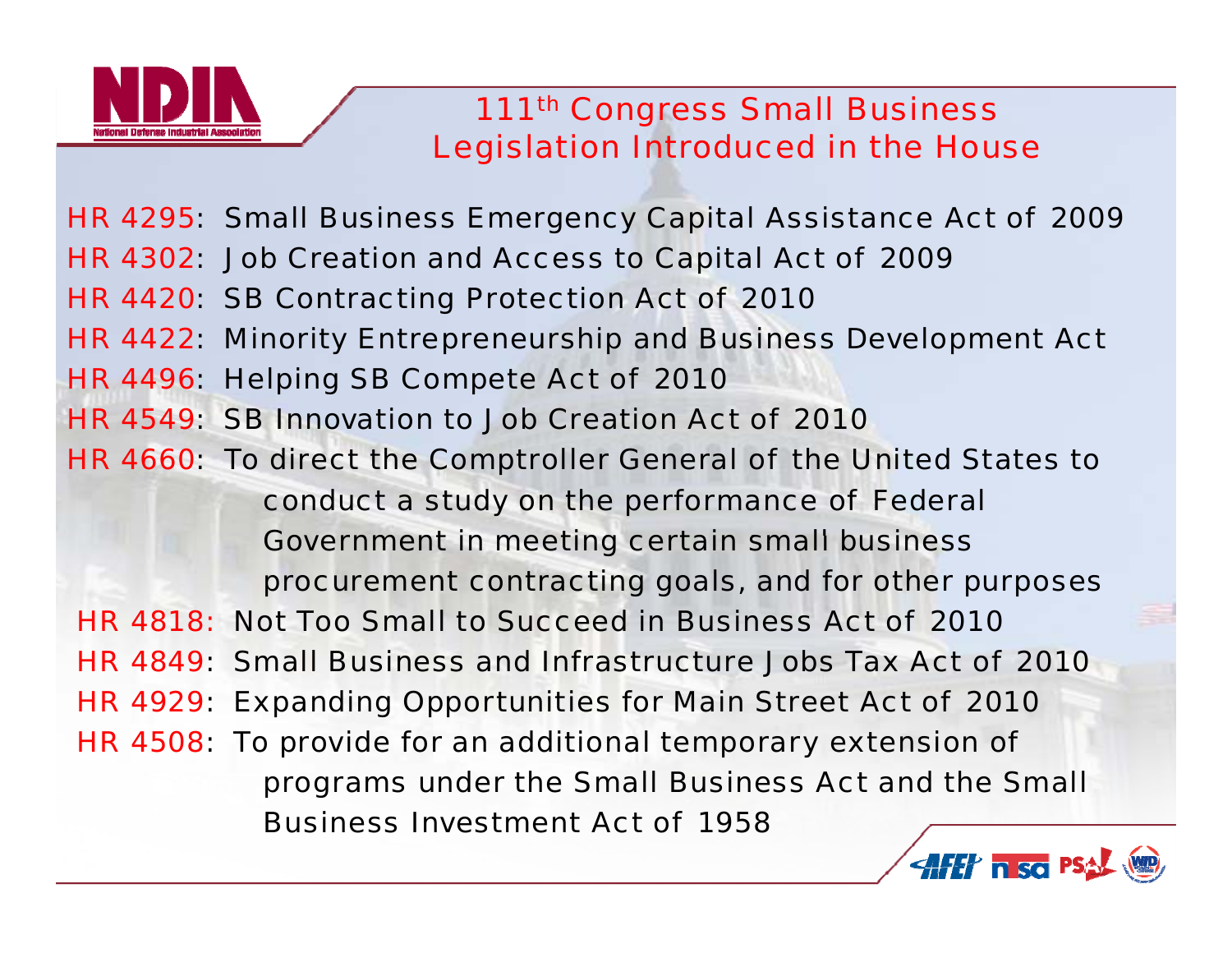# 111th Congress Small Business Legislation Introduced in the House

- HR 4295: Small Business Emergency Capital Assistance Act of 2009
- HR 4302: Job Creation and Access to Capital Act of 2009
- HR 4420: SB Contracting Protection Act of 2010
- HR 4422: Minority Entrepreneurship and Business Development Act
- HR 4496: Helping SB Compete Act of 2010
- HR 4549: SB Innovation to Job Creation Act of 2010
- HR 4660: To direct the Comptroller General of the United States to conduct a study on the performance of Federal Government in meeting certain small business procurement contracting goals, and for other purposes
- HR 4818: Not Too Small to Succeed in Business Act of 2010
- HR 4849: Small Business and Infrastructure Jobs Tax Act of 2010
- HR 4929: Expanding Opportunities for Main Street Act of 2010
- HR 4508: To provide for an additional temporary extension of programs under the Small Business Act and the Small Business Investment Act of 1958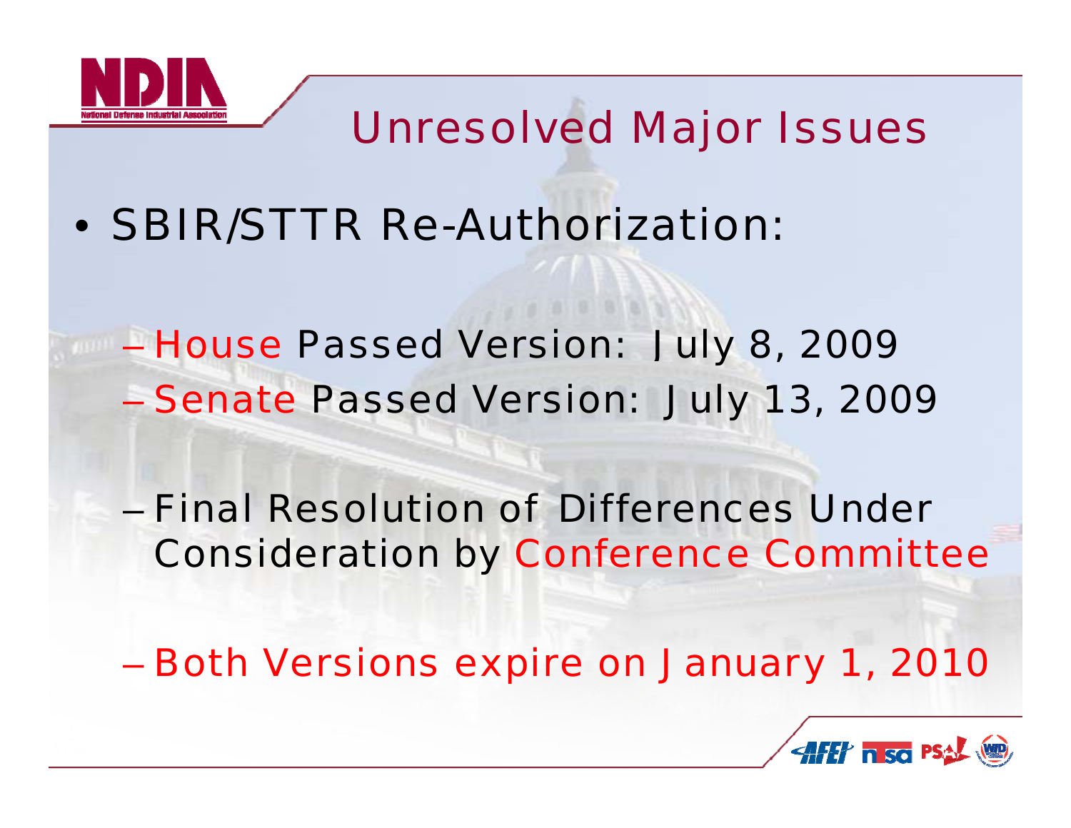## Unresolved Major Issues

- SBIR/STTR Re-Authorization:
  - House Passed Version: July 8, 2009
  - Senate Passed Version: July 13, 2009
  - Final Resolution of Differences Under Consideration by Conference Committee
  - Both Versions expire on January 1, 2010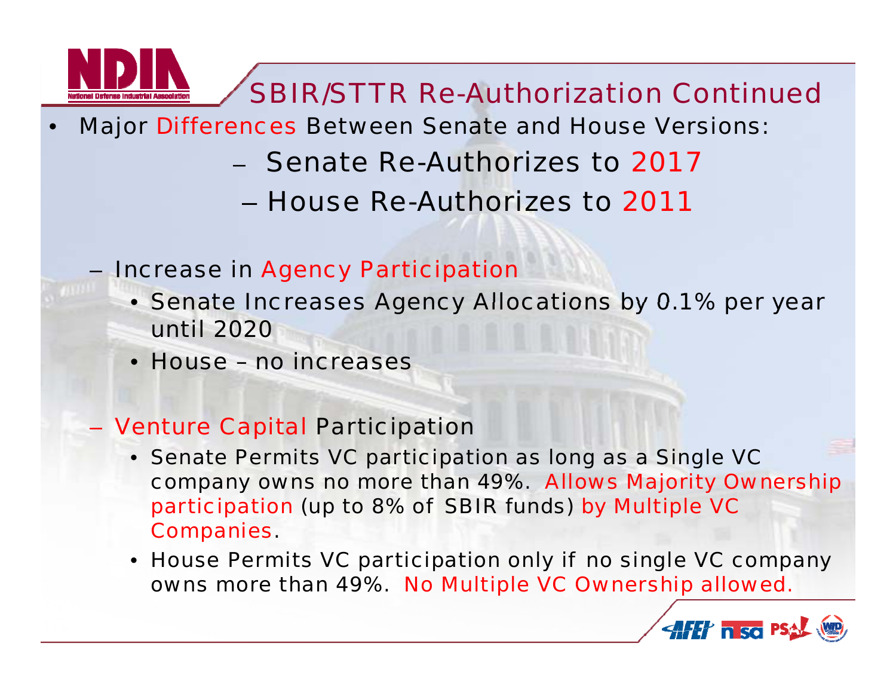# SBIR/STTR Re-Authorization Continued

- Major Differences Between Senate and House Versions:
  - Senate Re-Authorizes to 2017
  - House Re-Authorizes to 2011
  - Increase in Agency Participation
    - Senate Increases Agency Allocations by 0.1% per year until 2020
    - House – no increases
  - Venture Capital Participation
    - Senate Permits VC participation as long as a Single VC company owns no more than 49%. Allows Majority Ownership participation (up to 8% of SBIR funds) by Multiple VC Companies.
    - House Permits VC participation only if no single VC company owns more than 49%. No Multiple VC Ownership allowed.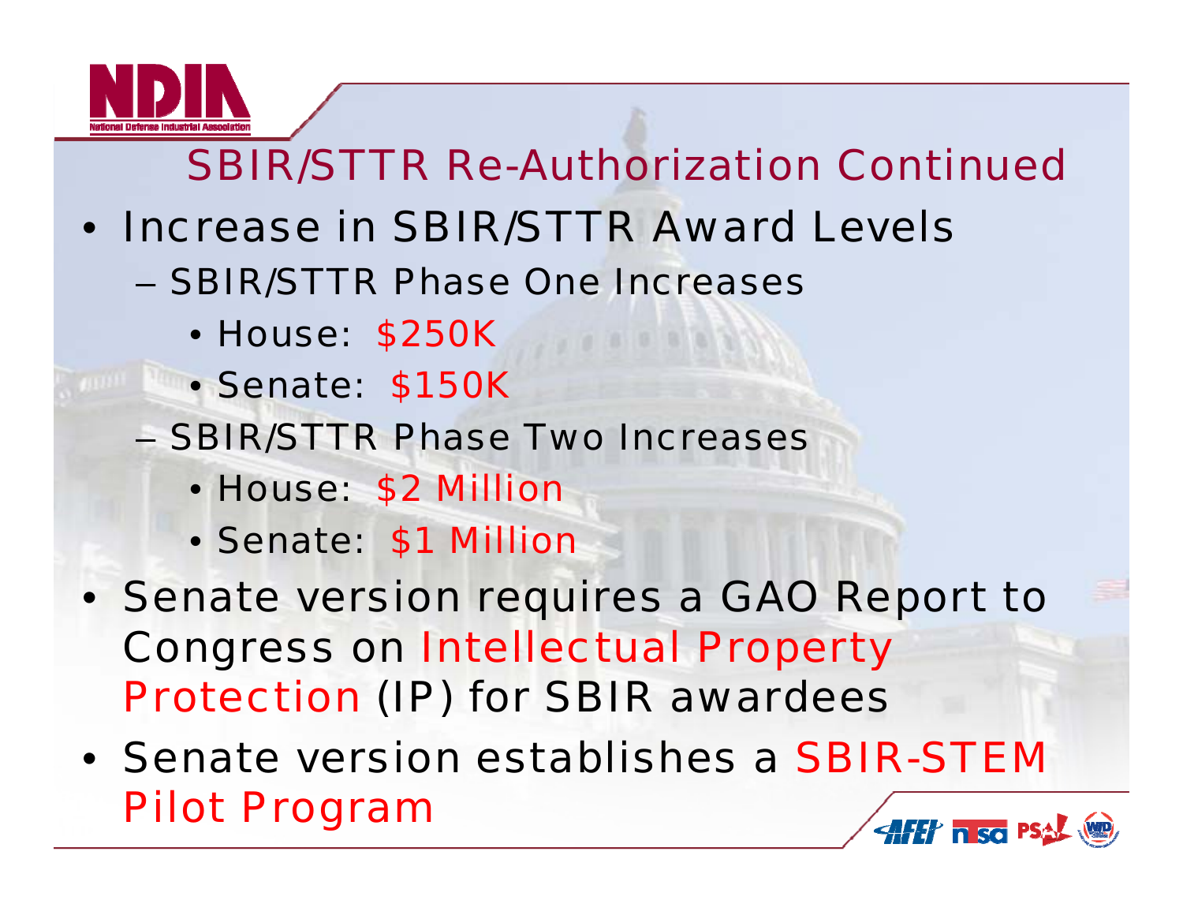# SBIR/STTR Re-Authorization Continued

- Increase in SBIR/STTR Award Levels
  - SBIR/STTR Phase One Increases
    - House: $250K
    - Senate: $150K
  - SBIR/STTR Phase Two Increases
    - House: $2 Million
    - Senate: $1 Million
- Senate version requires a GAO Report to Congress on Intellectual Property Protection (IP) for SBIR awardees
- Senate version establishes a SBIR-STEM Pilot Program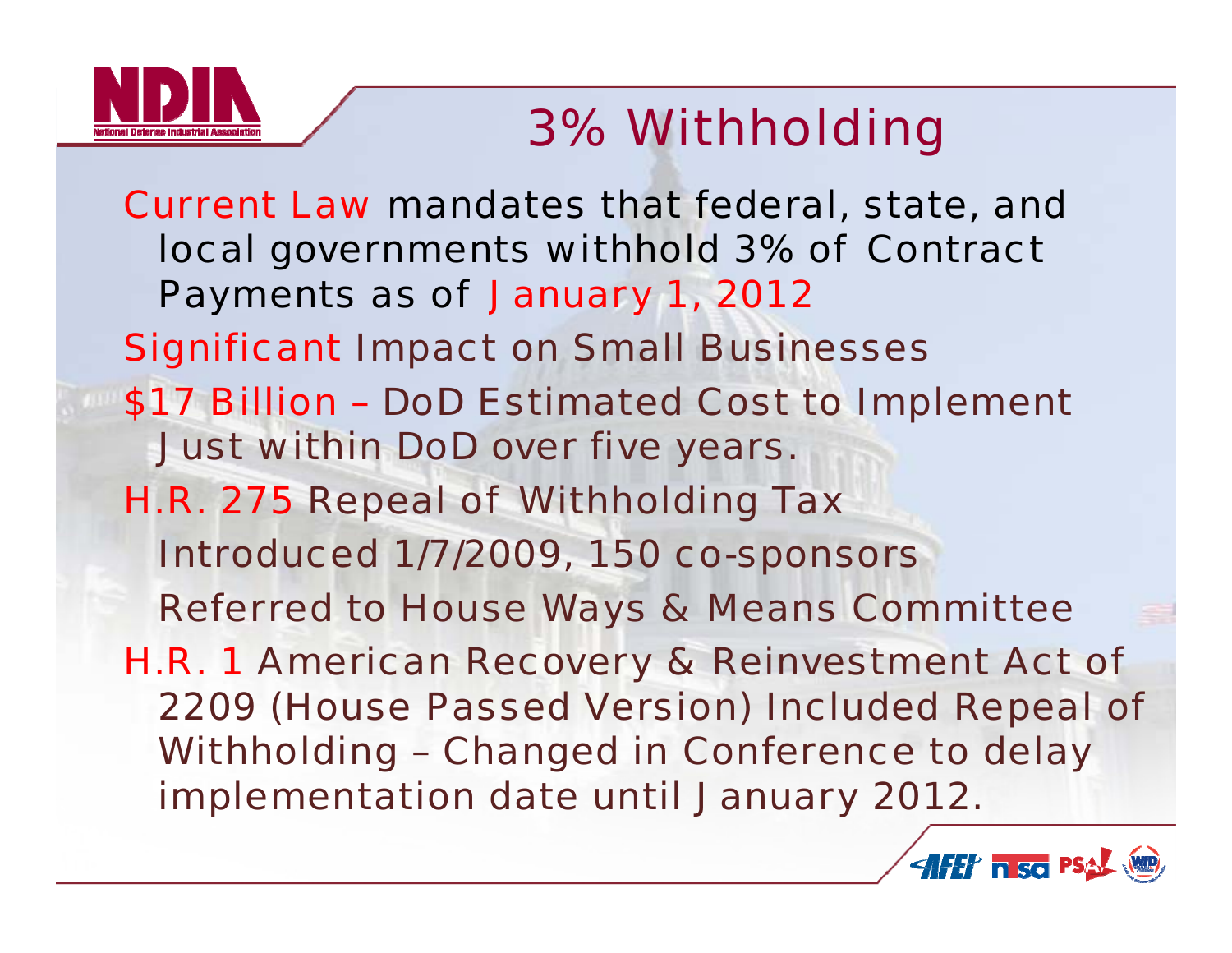# 3% Withholding

Current Law mandates that federal, state, and local governments withhold 3% of Contract Payments as of January 1, 2012

Significant Impact on Small Businesses

$17 Billion – DoD Estimated Cost to Implement Just within DoD over five years.

H.R. 275 Repeal of Withholding Tax

- Introduced 1/7/2009, 150 co-sponsors
- Referred to House Ways & Means Committee

H.R. 1 American Recovery & Reinvestment Act of 2209 (House Passed Version) Included Repeal of Withholding – Changed in Conference to delay implementation date until January 2012.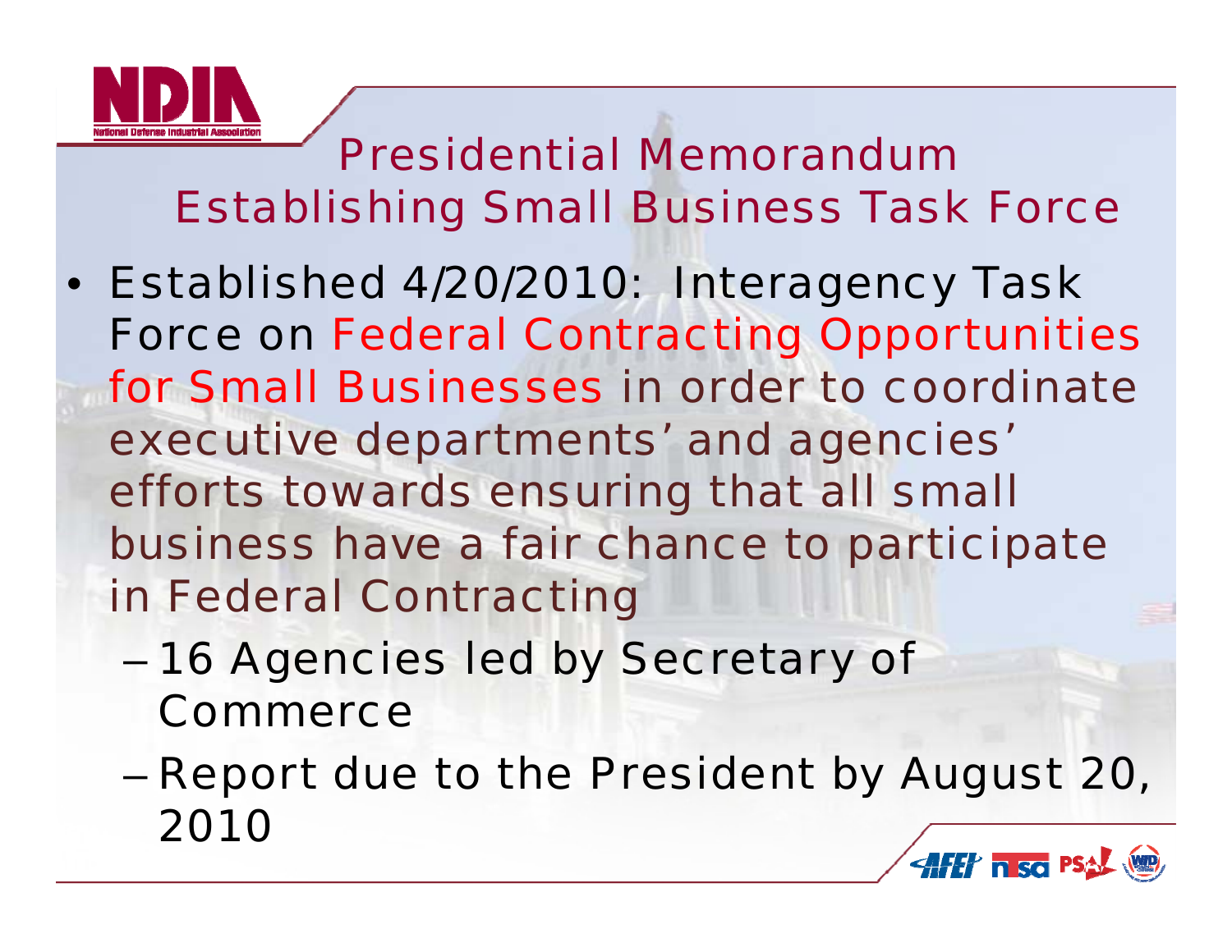# Presidential Memorandum Establishing Small Business Task Force

- Established 4/20/2010: Interagency Task Force on Federal Contracting Opportunities for Small Businesses in order to coordinate executive departments' and agencies' efforts towards ensuring that all small business have a fair chance to participate in Federal Contracting
  - 16 Agencies led by Secretary of Commerce
  - Report due to the President by August 20, 2010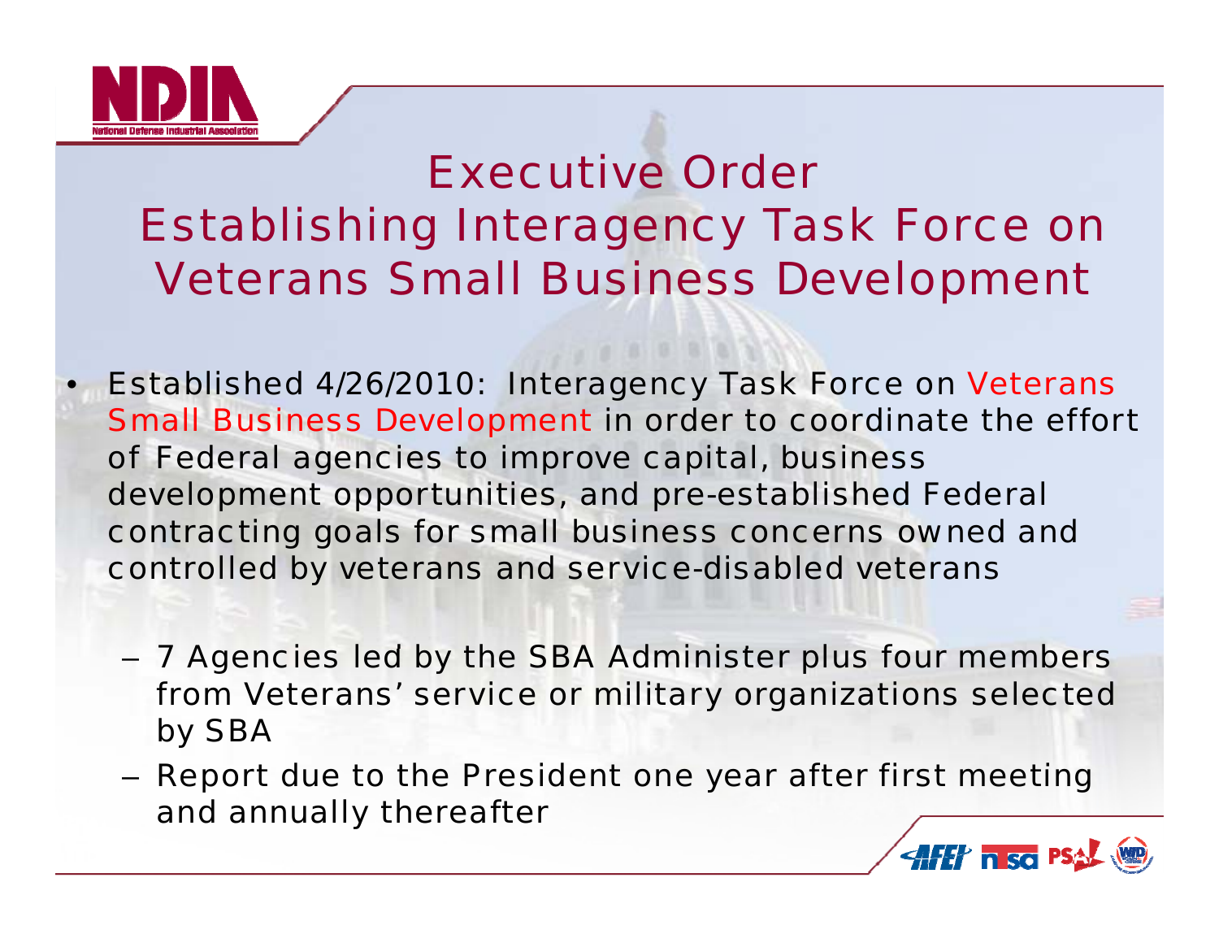# Executive Order Establishing Interagency Task Force on Veterans Small Business Development

- Established 4/26/2010: Interagency Task Force on Veterans Small Business Development in order to coordinate the effort of Federal agencies to improve capital, business development opportunities, and pre-established Federal contracting goals for small business concerns owned and controlled by veterans and service-disabled veterans
  - 7 Agencies led by the SBA Administer plus four members from Veterans' service or military organizations selected by SBA
  - Report due to the President one year after first meeting and annually thereafter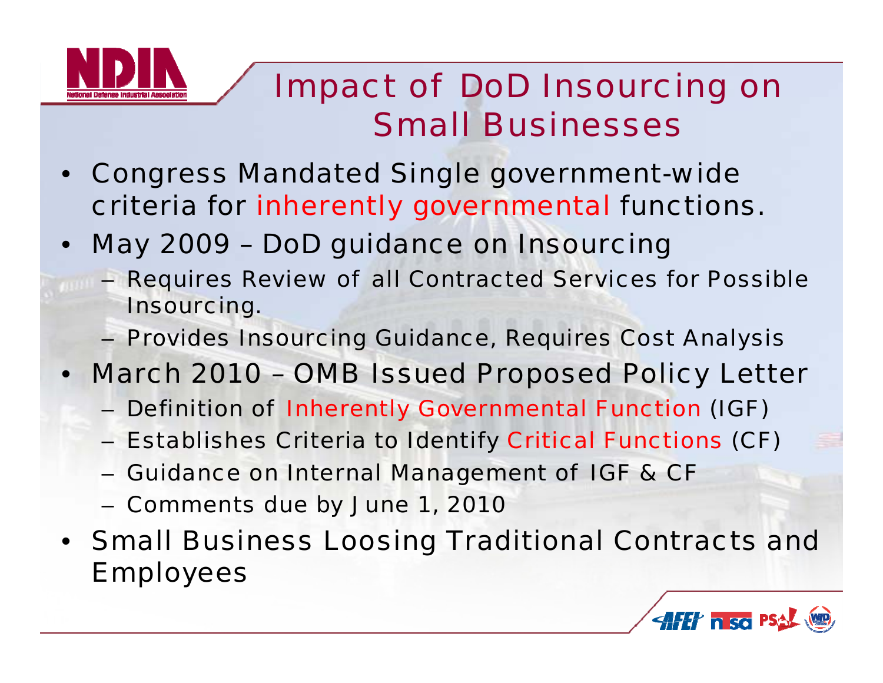# Impact of DoD Insourcing on Small Businesses

- Congress Mandated Single government-wide criteria for inherently governmental functions.
- May 2009 – DoD guidance on Insourcing
  - Requires Review of all Contracted Services for Possible Insourcing.
  - Provides Insourcing Guidance, Requires Cost Analysis
- March 2010 – OMB Issued Proposed Policy Letter
  - Definition of Inherently Governmental Function (IGF)
  - Establishes Criteria to Identify Critical Functions (CF)
  - Guidance on Internal Management of IGF & CF
  - Comments due by June 1, 2010
- Small Business Loosing Traditional Contracts and Employees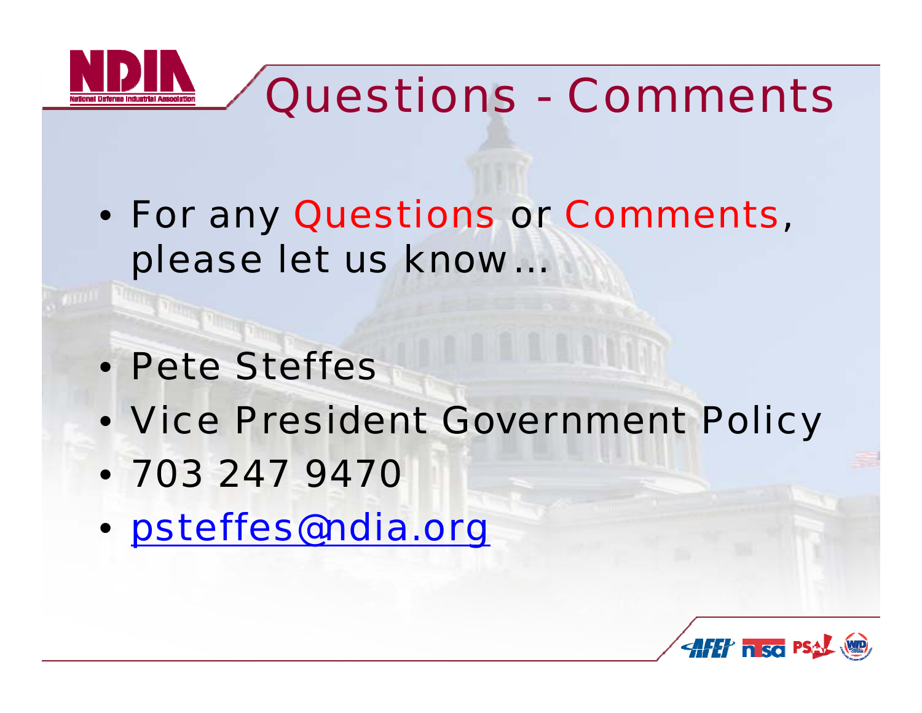# Questions - Comments

- For any Questions or Comments, please let us know…

- Pete Steffes
- Vice President Government Policy
- 703 247 9470
- psteffes@ndia.org